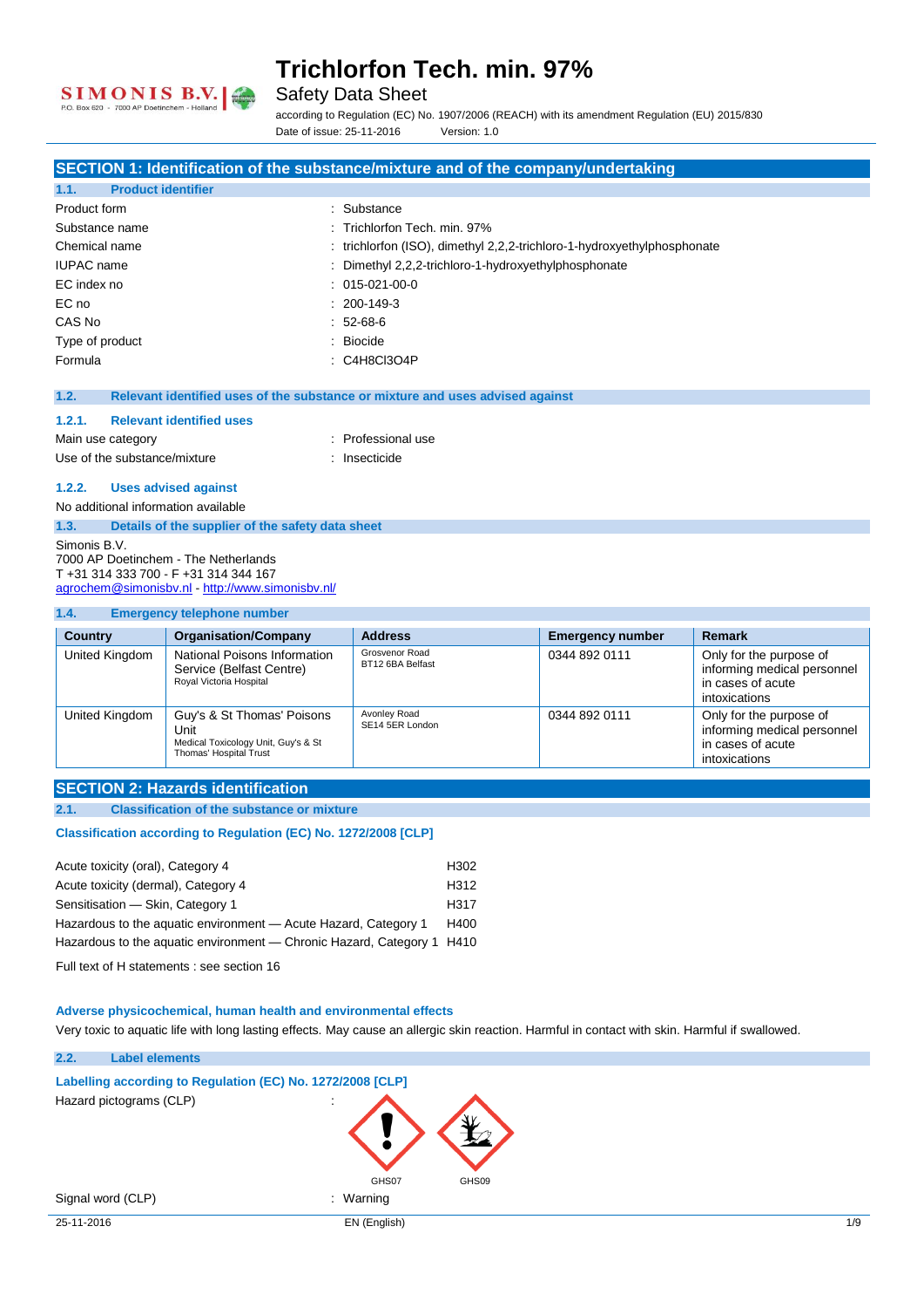# Trichlorfon Tech. min. 97%

Safety Data Sheet

according to Regulation (EC) No. 1907/2006 (REACH) with its amendment Regulation (EU) 2015/830

Date of issue: 25-11-2016 Version: 1.0

## SECTION 1: Identification of the substance/mixture and of the company/undertaking

### 1.1. Product identifier

| | |
|---|---|
| Product form | : Substance |
| Substance name | : Trichlorfon Tech. min. 97% |
| Chemical name | : trichlorfon (ISO), dimethyl 2,2,2-trichloro-1-hydroxyethylphosphonate |
| IUPAC name | : Dimethyl 2,2,2-trichloro-1-hydroxyethylphosphonate |
| EC index no | : 015-021-00-0 |
| EC no | : 200-149-3 |
| CAS No | : 52-68-6 |
| Type of product | : Biocide |
| Formula | : $C_4H_8Cl_3O_4P$ |

### 1.2. Relevant identified uses of the substance or mixture and uses advised against

#### 1.2.1. Relevant identified uses

| | |
|---|---|
| Main use category | : Professional use |
| Use of the substance/mixture | : Insecticide |

#### 1.2.2. Uses advised against

No additional information available

### 1.3. Details of the supplier of the safety data sheet

Simonis B.V.
7000 AP Doetinchem - The Netherlands
T +31 314 333 700 - F +31 314 344 167
agrochem@simonisbv.nl - http://www.simonisbv.nl/

### 1.4. Emergency telephone number

| Country | Organisation/Company | Address | Emergency number | Remark |
|---|---|---|---|---|
| United Kingdom | National Poisons Information Service (Belfast Centre) Royal Victoria Hospital | Grosvenor Road BT12 6BA Belfast | 0344 892 0111 | Only for the purpose of informing medical personnel in cases of acute intoxications |
| United Kingdom | Guy's & St Thomas' Poisons Unit Medical Toxicology Unit, Guy's & St Thomas' Hospital Trust | Avonley Road SE14 5ER London | 0344 892 0111 | Only for the purpose of informing medical personnel in cases of acute intoxications |

## SECTION 2: Hazards identification

### 2.1. Classification of the substance or mixture

**Classification according to Regulation (EC) No. 1272/2008 [CLP]**

| | |
|---|---|
| Acute toxicity (oral), Category 4 | H302 |
| Acute toxicity (dermal), Category 4 | H312 |
| Sensitisation — Skin, Category 1 | H317 |
| Hazardous to the aquatic environment — Acute Hazard, Category 1 | H400 |
| Hazardous to the aquatic environment — Chronic Hazard, Category 1 | H410 |

Full text of H statements : see section 16

**Adverse physicochemical, human health and environmental effects**

Very toxic to aquatic life with long lasting effects. May cause an allergic skin reaction. Harmful in contact with skin. Harmful if swallowed.

### 2.2. Label elements

**Labelling according to Regulation (EC) No. 1272/2008 [CLP]**

Hazard pictograms (CLP) :

GHS07 GHS09

Signal word (CLP) : Warning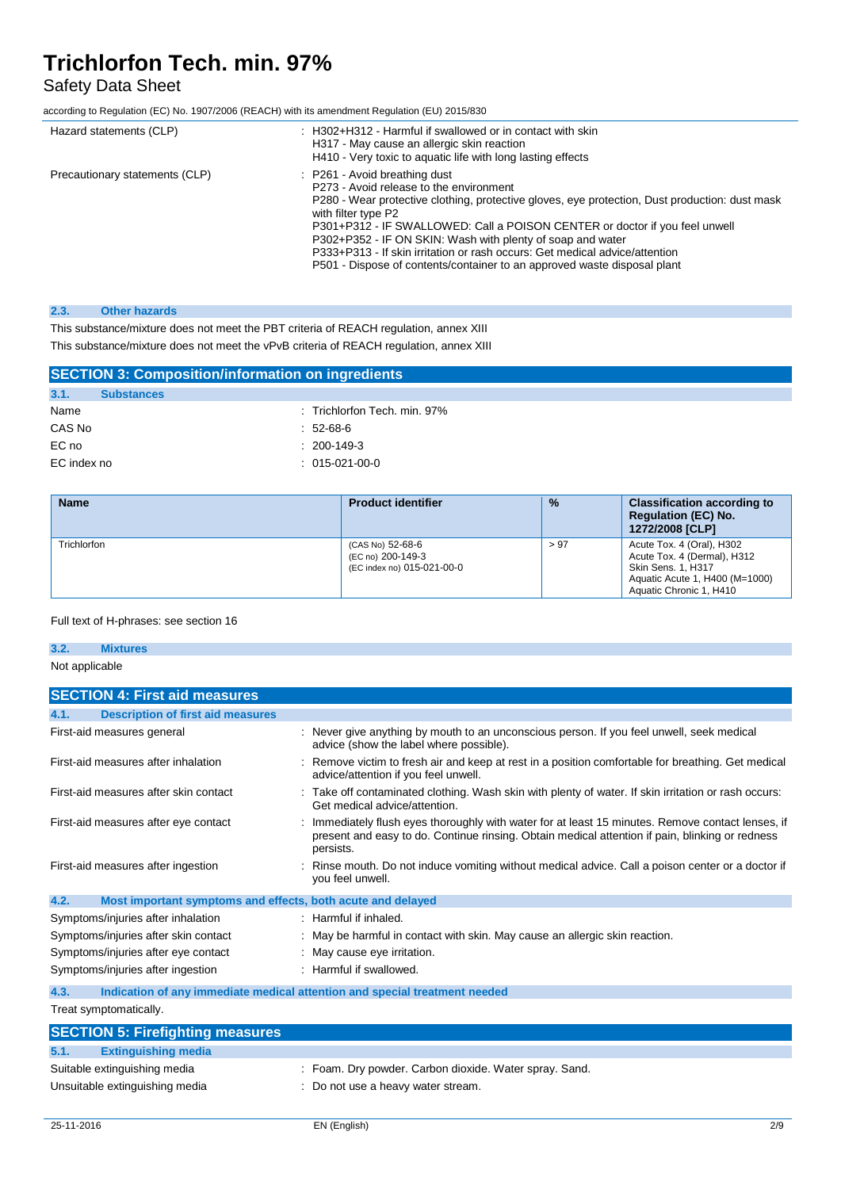| | |
|---|---|
| Hazard statements (CLP) | : H302+H312 - Harmful if swallowed or in contact with skin<br>H317 - May cause an allergic skin reaction<br>H410 - Very toxic to aquatic life with long lasting effects |
| Precautionary statements (CLP) | : P261 - Avoid breathing dust<br>P273 - Avoid release to the environment<br>P280 - Wear protective clothing, protective gloves, eye protection, Dust production: dust mask with filter type P2<br>P301+P312 - IF SWALLOWED: Call a POISON CENTER or doctor if you feel unwell<br>P302+P352 - IF ON SKIN: Wash with plenty of soap and water<br>P333+P313 - If skin irritation or rash occurs: Get medical advice/attention<br>P501 - Dispose of contents/container to an approved waste disposal plant |

### 2.3. Other hazards

This substance/mixture does not meet the PBT criteria of REACH regulation, annex XIII

This substance/mixture does not meet the vPvB criteria of REACH regulation, annex XIII

## SECTION 3: Composition/information on ingredients

### 3.1. Substances

| | |
|---|---|
| Name | : Trichlorfon Tech. min. 97% |
| CAS No | : 52-68-6 |
| EC no | : 200-149-3 |
| EC index no | : 015-021-00-0 |

| Name | Product identifier | % | Classification according to Regulation (EC) No. 1272/2008 [CLP] |
|---|---|---|---|
| Trichlorfon | (CAS No) 52-68-6<br>(EC no) 200-149-3<br>(EC index no) 015-021-00-0 | > 97 | Acute Tox. 4 (Oral), H302<br>Acute Tox. 4 (Dermal), H312<br>Skin Sens. 1, H317<br>Aquatic Acute 1, H400 (M=1000)<br>Aquatic Chronic 1, H410 |

Full text of H-phrases: see section 16

### 3.2. Mixtures

Not applicable

## SECTION 4: First aid measures

### 4.1. Description of first aid measures

| | |
|---|---|
| First-aid measures general | : Never give anything by mouth to an unconscious person. If you feel unwell, seek medical advice (show the label where possible). |
| First-aid measures after inhalation | : Remove victim to fresh air and keep at rest in a position comfortable for breathing. Get medical advice/attention if you feel unwell. |
| First-aid measures after skin contact | : Take off contaminated clothing. Wash skin with plenty of water. If skin irritation or rash occurs: Get medical advice/attention. |
| First-aid measures after eye contact | : Immediately flush eyes thoroughly with water for at least 15 minutes. Remove contact lenses, if present and easy to do. Continue rinsing. Obtain medical attention if pain, blinking or redness persists. |
| First-aid measures after ingestion | : Rinse mouth. Do not induce vomiting without medical advice. Call a poison center or a doctor if you feel unwell. |

### 4.2. Most important symptoms and effects, both acute and delayed

| | |
|---|---|
| Symptoms/injuries after inhalation | : Harmful if inhaled. |
| Symptoms/injuries after skin contact | : May be harmful in contact with skin. May cause an allergic skin reaction. |
| Symptoms/injuries after eye contact | : May cause eye irritation. |
| Symptoms/injuries after ingestion | : Harmful if swallowed. |

### 4.3. Indication of any immediate medical attention and special treatment needed

Treat symptomatically.

## SECTION 5: Firefighting measures

### 5.1. Extinguishing media

| | |
|---|---|
| Suitable extinguishing media | : Foam. Dry powder. Carbon dioxide. Water spray. Sand. |
| Unsuitable extinguishing media | : Do not use a heavy water stream. |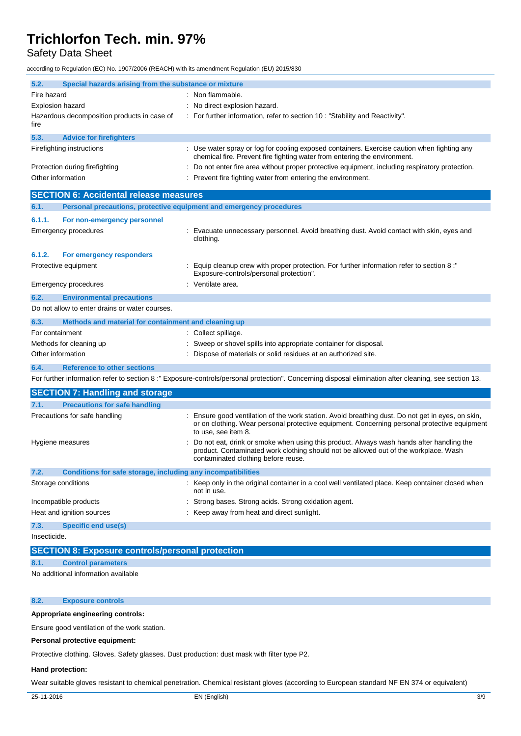### 5.2. Special hazards arising from the substance or mixture

| | |
|---|---|
| Fire hazard | : Non flammable. |
| Explosion hazard | : No direct explosion hazard. |
| Hazardous decomposition products in case of fire | : For further information, refer to section 10 : "Stability and Reactivity". |

### 5.3. Advice for firefighters

| | |
|---|---|
| Firefighting instructions | : Use water spray or fog for cooling exposed containers. Exercise caution when fighting any chemical fire. Prevent fire fighting water from entering the environment. |
| Protection during firefighting | : Do not enter fire area without proper protective equipment, including respiratory protection. |
| Other information | : Prevent fire fighting water from entering the environment. |

## SECTION 6: Accidental release measures

### 6.1. Personal precautions, protective equipment and emergency procedures

#### 6.1.1. For non-emergency personnel

| | |
|---|---|
| Emergency procedures | : Evacuate unnecessary personnel. Avoid breathing dust. Avoid contact with skin, eyes and clothing. |

#### 6.1.2. For emergency responders

| | |
|---|---|
| Protective equipment | : Equip cleanup crew with proper protection. For further information refer to section 8 :" Exposure-controls/personal protection". |
| Emergency procedures | : Ventilate area. |

### 6.2. Environmental precautions

Do not allow to enter drains or water courses.

### 6.3. Methods and material for containment and cleaning up

| | |
|---|---|
| For containment | : Collect spillage. |
| Methods for cleaning up | : Sweep or shovel spills into appropriate container for disposal. |
| Other information | : Dispose of materials or solid residues at an authorized site. |

### 6.4. Reference to other sections

For further information refer to section 8 :" Exposure-controls/personal protection". Concerning disposal elimination after cleaning, see section 13.

## SECTION 7: Handling and storage

### 7.1. Precautions for safe handling

| | |
|---|---|
| Precautions for safe handling | : Ensure good ventilation of the work station. Avoid breathing dust. Do not get in eyes, on skin, or on clothing. Wear personal protective equipment. Concerning personal protective equipment to use, see item 8. |
| Hygiene measures | : Do not eat, drink or smoke when using this product. Always wash hands after handling the product. Contaminated work clothing should not be allowed out of the workplace. Wash contaminated clothing before reuse. |

### 7.2. Conditions for safe storage, including any incompatibilities

| | |
|---|---|
| Storage conditions | : Keep only in the original container in a cool well ventilated place. Keep container closed when not in use. |
| Incompatible products | : Strong bases. Strong acids. Strong oxidation agent. |
| Heat and ignition sources | : Keep away from heat and direct sunlight. |

### 7.3. Specific end use(s)

Insecticide.

## SECTION 8: Exposure controls/personal protection

### 8.1. Control parameters

No additional information available

### 8.2. Exposure controls

**Appropriate engineering controls:**

Ensure good ventilation of the work station.

**Personal protective equipment:**

Protective clothing. Gloves. Safety glasses. Dust production: dust mask with filter type P2.

**Hand protection:**

Wear suitable gloves resistant to chemical penetration. Chemical resistant gloves (according to European standard NF EN 374 or equivalent)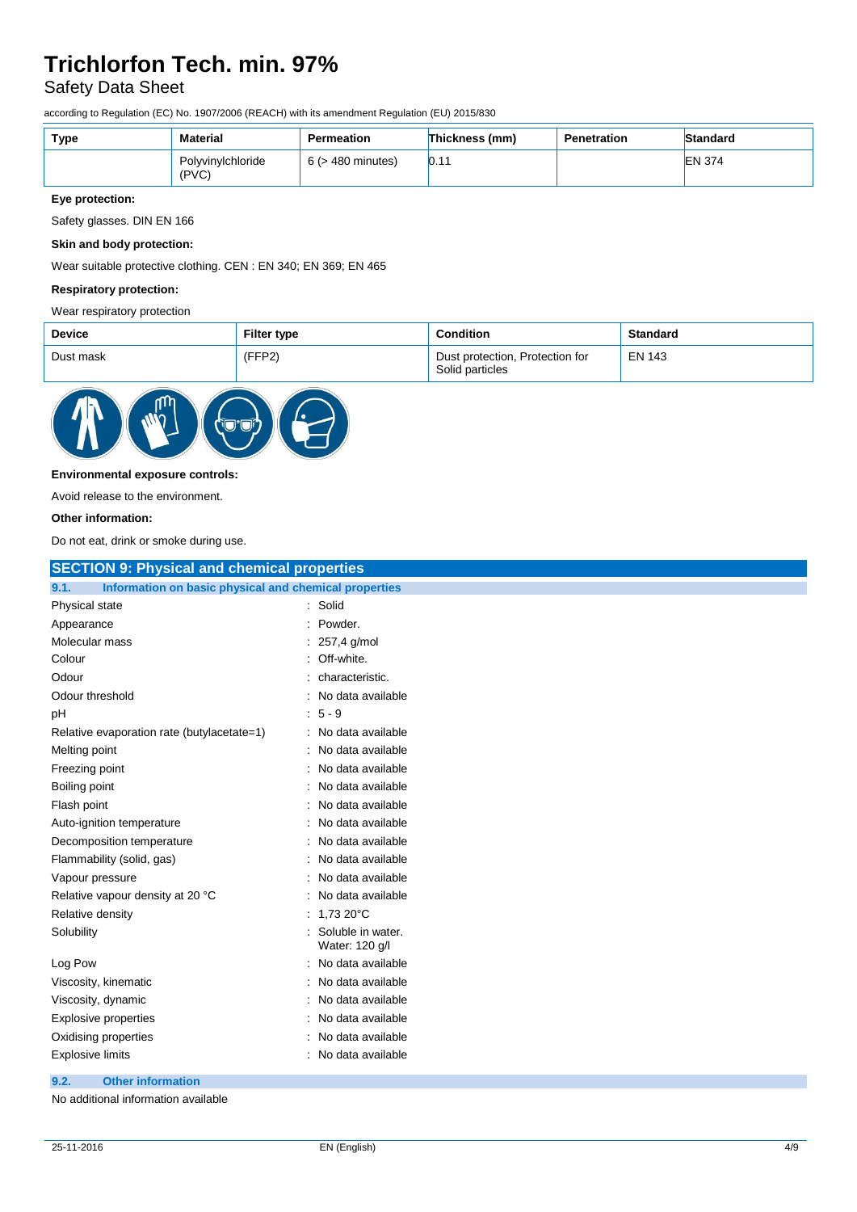| Type | Material | Permeation | Thickness (mm) | Penetration | Standard |
|---|---|---|---|---|---|
| | Polyvinylchloride (PVC) | 6 (> 480 minutes) | 0.11 | | EN 374 |

**Eye protection:**

Safety glasses. DIN EN 166

**Skin and body protection:**

Wear suitable protective clothing. CEN : EN 340; EN 369; EN 465

**Respiratory protection:**

Wear respiratory protection

| Device | Filter type | Condition | Standard |
|---|---|---|---|
| Dust mask | (FFP2) | Dust protection, Protection for Solid particles | EN 143 |

**Environmental exposure controls:**

Avoid release to the environment.

**Other information:**

Do not eat, drink or smoke during use.

## SECTION 9: Physical and chemical properties

### 9.1. Information on basic physical and chemical properties

| | |
|---|---|
| Physical state | : Solid |
| Appearance | : Powder. |
| Molecular mass | : 257,4 g/mol |
| Colour | : Off-white. |
| Odour | : characteristic. |
| Odour threshold | : No data available |
| pH | : 5 - 9 |
| Relative evaporation rate (butylacetate=1) | : No data available |
| Melting point | : No data available |
| Freezing point | : No data available |
| Boiling point | : No data available |
| Flash point | : No data available |
| Auto-ignition temperature | : No data available |
| Decomposition temperature | : No data available |
| Flammability (solid, gas) | : No data available |
| Vapour pressure | : No data available |
| Relative vapour density at 20 °C | : No data available |
| Relative density | : 1,73 20°C |
| Solubility | : Soluble in water. Water: 120 g/l |
| Log Pow | : No data available |
| Viscosity, kinematic | : No data available |
| Viscosity, dynamic | : No data available |
| Explosive properties | : No data available |
| Oxidising properties | : No data available |
| Explosive limits | : No data available |

### 9.2. Other information

No additional information available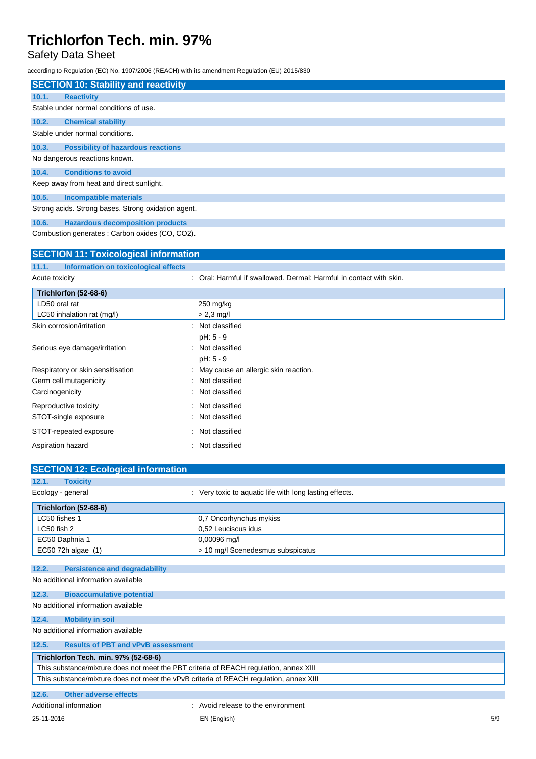## SECTION 10: Stability and reactivity

### 10.1. Reactivity

Stable under normal conditions of use.

### 10.2. Chemical stability

Stable under normal conditions.

### 10.3. Possibility of hazardous reactions

No dangerous reactions known.

### 10.4. Conditions to avoid

Keep away from heat and direct sunlight.

### 10.5. Incompatible materials

Strong acids. Strong bases. Strong oxidation agent.

### 10.6. Hazardous decomposition products

Combustion generates : Carbon oxides (CO, $CO_2$).

## SECTION 11: Toxicological information

### 11.1. Information on toxicological effects

Acute toxicity : Oral: Harmful if swallowed. Dermal: Harmful in contact with skin.

| Trichlorfon (52-68-6) | |
|---|---|
| LD50 oral rat | 250 mg/kg |
| LC50 inhalation rat (mg/l) | > 2,3 mg/l |

Skin corrosion/irritation : Not classified
pH: 5 - 9

Serious eye damage/irritation : Not classified
pH: 5 - 9

Respiratory or skin sensitisation : May cause an allergic skin reaction.

Germ cell mutagenicity : Not classified

Carcinogenicity : Not classified

Reproductive toxicity : Not classified

STOT-single exposure : Not classified

STOT-repeated exposure : Not classified

Aspiration hazard : Not classified

## SECTION 12: Ecological information

### 12.1. Toxicity

Ecology - general : Very toxic to aquatic life with long lasting effects.

| Trichlorfon (52-68-6) | |
|---|---|
| LC50 fishes 1 | 0,7 Oncorhynchus mykiss |
| LC50 fish 2 | 0,52 Leuciscus idus |
| EC50 Daphnia 1 | 0,00096 mg/l |
| EC50 72h algae (1) | > 10 mg/l Scenedesmus subspicatus |

### 12.2. Persistence and degradability

No additional information available

### 12.3. Bioaccumulative potential

No additional information available

### 12.4. Mobility in soil

No additional information available

### 12.5. Results of PBT and vPvB assessment

| Trichlorfon Tech. min. 97% (52-68-6) |
|---|
| This substance/mixture does not meet the PBT criteria of REACH regulation, annex XIII |
| This substance/mixture does not meet the vPvB criteria of REACH regulation, annex XIII |

### 12.6. Other adverse effects

Additional information : Avoid release to the environment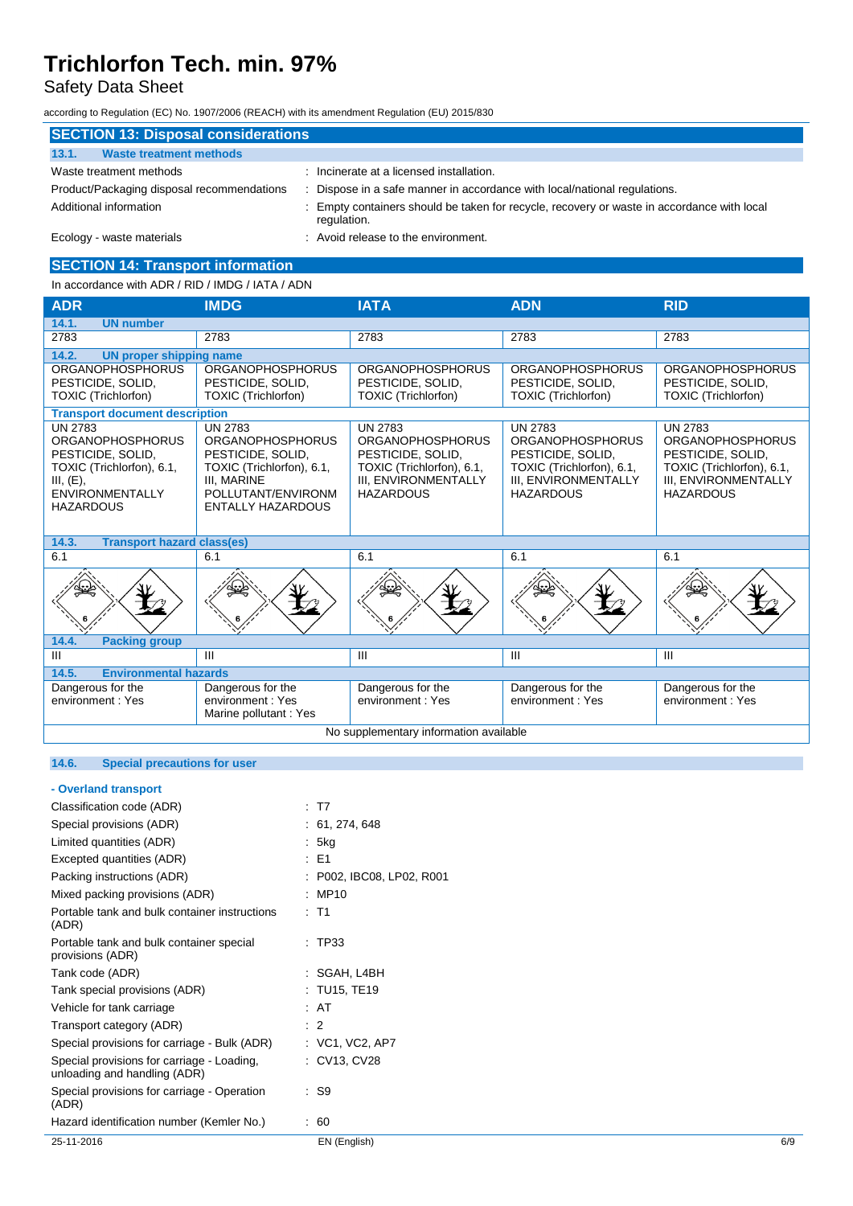# Trichlorfon Tech. min. 97%

Safety Data Sheet

according to Regulation (EC) No. 1907/2006 (REACH) with its amendment Regulation (EU) 2015/830

## SECTION 13: Disposal considerations

### 13.1. Waste treatment methods

| | |
|---|---|
| Waste treatment methods | : Incinerate at a licensed installation. |
| Product/Packaging disposal recommendations | : Dispose in a safe manner in accordance with local/national regulations. |
| Additional information | : Empty containers should be taken for recycle, recovery or waste in accordance with local regulation. |
| Ecology - waste materials | : Avoid release to the environment. |

## SECTION 14: Transport information

In accordance with ADR / RID / IMDG / IATA / ADN

| ADR | IMDG | IATA | ADN | RID |
|---|---|---|---|---|
| **14.1. UN number** | | | | |
| 2783 | 2783 | 2783 | 2783 | 2783 |
| **14.2. UN proper shipping name** | | | | |
| ORGANOPHOSPHORUS PESTICIDE, SOLID, TOXIC (Trichlorfon) | ORGANOPHOSPHORUS PESTICIDE, SOLID, TOXIC (Trichlorfon) | ORGANOPHOSPHORUS PESTICIDE, SOLID, TOXIC (Trichlorfon) | ORGANOPHOSPHORUS PESTICIDE, SOLID, TOXIC (Trichlorfon) | ORGANOPHOSPHORUS PESTICIDE, SOLID, TOXIC (Trichlorfon) |
| **Transport document description** | | | | |
| UN 2783 ORGANOPHOSPHORUS PESTICIDE, SOLID, TOXIC (Trichlorfon), 6.1, III, (E), ENVIRONMENTALLY HAZARDOUS | UN 2783 ORGANOPHOSPHORUS PESTICIDE, SOLID, TOXIC (Trichlorfon), 6.1, III, MARINE POLLUTANT/ENVIRONMENTALLY HAZARDOUS | UN 2783 ORGANOPHOSPHORUS PESTICIDE, SOLID, TOXIC (Trichlorfon), 6.1, III, ENVIRONMENTALLY HAZARDOUS | UN 2783 ORGANOPHOSPHORUS PESTICIDE, SOLID, TOXIC (Trichlorfon), 6.1, III, ENVIRONMENTALLY HAZARDOUS | UN 2783 ORGANOPHOSPHORUS PESTICIDE, SOLID, TOXIC (Trichlorfon), 6.1, III, ENVIRONMENTALLY HAZARDOUS |
| **14.3. Transport hazard class(es)** | | | | |
| 6.1 | 6.1 | 6.1 | 6.1 | 6.1 |
| **14.4. Packing group** | | | | |
| III | III | III | III | III |
| **14.5. Environmental hazards** | | | | |
| Dangerous for the environment : Yes | Dangerous for the environment : Yes<br>Marine pollutant : Yes | Dangerous for the environment : Yes | Dangerous for the environment : Yes | Dangerous for the environment : Yes |
| No supplementary information available | | | | |

### 14.6. Special precautions for user

**- Overland transport**

| | |
|---|---|
| Classification code (ADR) | : T7 |
| Special provisions (ADR) | : 61, 274, 648 |
| Limited quantities (ADR) | : 5kg |
| Excepted quantities (ADR) | : E1 |
| Packing instructions (ADR) | : P002, IBC08, LP02, R001 |
| Mixed packing provisions (ADR) | : MP10 |
| Portable tank and bulk container instructions (ADR) | : T1 |
| Portable tank and bulk container special provisions (ADR) | : TP33 |
| Tank code (ADR) | : SGAH, L4BH |
| Tank special provisions (ADR) | : TU15, TE19 |
| Vehicle for tank carriage | : AT |
| Transport category (ADR) | : 2 |
| Special provisions for carriage - Bulk (ADR) | : VC1, VC2, AP7 |
| Special provisions for carriage - Loading, unloading and handling (ADR) | : CV13, CV28 |
| Special provisions for carriage - Operation (ADR) | : S9 |
| Hazard identification number (Kemler No.) | : 60 |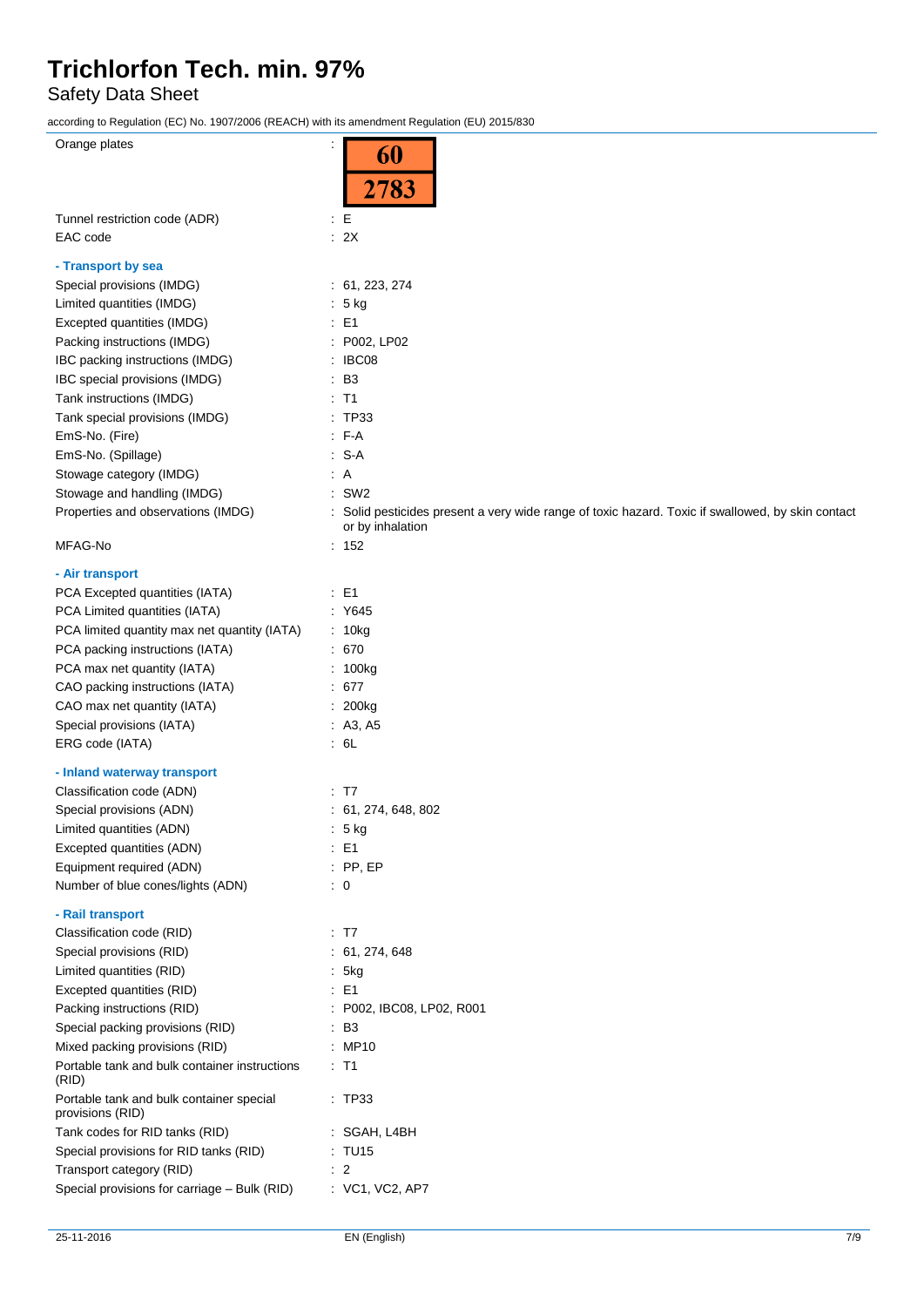| | |
|---|---|
| Orange plates | : 60 / 2783 |
| Tunnel restriction code (ADR) | : E |
| EAC code | : 2X |

**- Transport by sea**

| | |
|---|---|
| Special provisions (IMDG) | : 61, 223, 274 |
| Limited quantities (IMDG) | : 5 kg |
| Excepted quantities (IMDG) | : E1 |
| Packing instructions (IMDG) | : P002, LP02 |
| IBC packing instructions (IMDG) | : IBC08 |
| IBC special provisions (IMDG) | : B3 |
| Tank instructions (IMDG) | : T1 |
| Tank special provisions (IMDG) | : TP33 |
| EmS-No. (Fire) | : F-A |
| EmS-No. (Spillage) | : S-A |
| Stowage category (IMDG) | : A |
| Stowage and handling (IMDG) | : SW2 |
| Properties and observations (IMDG) | : Solid pesticides present a very wide range of toxic hazard. Toxic if swallowed, by skin contact or by inhalation |
| MFAG-No | : 152 |

**- Air transport**

| | |
|---|---|
| PCA Excepted quantities (IATA) | : E1 |
| PCA Limited quantities (IATA) | : Y645 |
| PCA limited quantity max net quantity (IATA) | : 10kg |
| PCA packing instructions (IATA) | : 670 |
| PCA max net quantity (IATA) | : 100kg |
| CAO packing instructions (IATA) | : 677 |
| CAO max net quantity (IATA) | : 200kg |
| Special provisions (IATA) | : A3, A5 |
| ERG code (IATA) | : 6L |

**- Inland waterway transport**

| | |
|---|---|
| Classification code (ADN) | : T7 |
| Special provisions (ADN) | : 61, 274, 648, 802 |
| Limited quantities (ADN) | : 5 kg |
| Excepted quantities (ADN) | : E1 |
| Equipment required (ADN) | : PP, EP |
| Number of blue cones/lights (ADN) | : 0 |

**- Rail transport**

| | |
|---|---|
| Classification code (RID) | : T7 |
| Special provisions (RID) | : 61, 274, 648 |
| Limited quantities (RID) | : 5kg |
| Excepted quantities (RID) | : E1 |
| Packing instructions (RID) | : P002, IBC08, LP02, R001 |
| Special packing provisions (RID) | : B3 |
| Mixed packing provisions (RID) | : MP10 |
| Portable tank and bulk container instructions (RID) | : T1 |
| Portable tank and bulk container special provisions (RID) | : TP33 |
| Tank codes for RID tanks (RID) | : SGAH, L4BH |
| Special provisions for RID tanks (RID) | : TU15 |
| Transport category (RID) | : 2 |
| Special provisions for carriage – Bulk (RID) | : VC1, VC2, AP7 |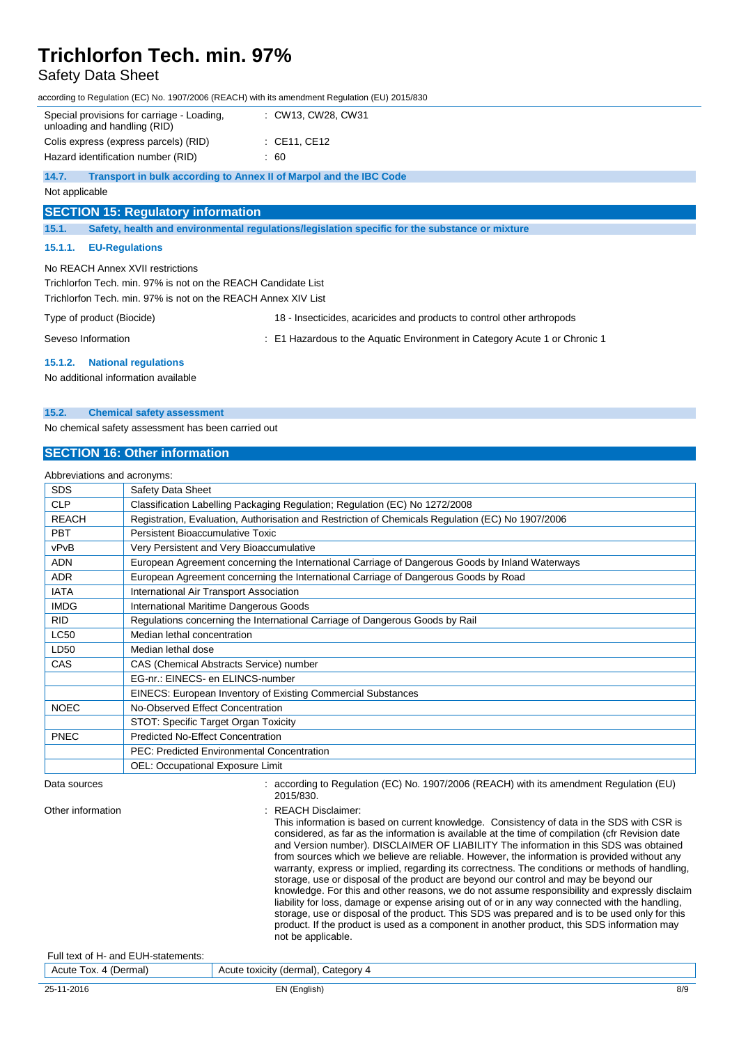| | |
|---|---|
| Special provisions for carriage - Loading, unloading and handling (RID) | : CW13, CW28, CW31 |
| Colis express (express parcels) (RID) | : CE11, CE12 |
| Hazard identification number (RID) | : 60 |

### 14.7. Transport in bulk according to Annex II of Marpol and the IBC Code

Not applicable

## SECTION 15: Regulatory information

### 15.1. Safety, health and environmental regulations/legislation specific for the substance or mixture

#### 15.1.1. EU-Regulations

No REACH Annex XVII restrictions

Trichlorfon Tech. min. 97% is not on the REACH Candidate List

Trichlorfon Tech. min. 97% is not on the REACH Annex XIV List

| | |
|---|---|
| Type of product (Biocide) | 18 - Insecticides, acaricides and products to control other arthropods |
| Seveso Information | : E1 Hazardous to the Aquatic Environment in Category Acute 1 or Chronic 1 |

#### 15.1.2. National regulations

No additional information available

### 15.2. Chemical safety assessment

No chemical safety assessment has been carried out

## SECTION 16: Other information

Abbreviations and acronyms:

| | |
|---|---|
| SDS | Safety Data Sheet |
| CLP | Classification Labelling Packaging Regulation; Regulation (EC) No 1272/2008 |
| REACH | Registration, Evaluation, Authorisation and Restriction of Chemicals Regulation (EC) No 1907/2006 |
| PBT | Persistent Bioaccumulative Toxic |
| vPvB | Very Persistent and Very Bioaccumulative |
| ADN | European Agreement concerning the International Carriage of Dangerous Goods by Inland Waterways |
| ADR | European Agreement concerning the International Carriage of Dangerous Goods by Road |
| IATA | International Air Transport Association |
| IMDG | International Maritime Dangerous Goods |
| RID | Regulations concerning the International Carriage of Dangerous Goods by Rail |
| LC50 | Median lethal concentration |
| LD50 | Median lethal dose |
| CAS | CAS (Chemical Abstracts Service) number |
| | EG-nr.: EINECS- en ELINCS-number |
| | EINECS: European Inventory of Existing Commercial Substances |
| NOEC | No-Observed Effect Concentration |
| | STOT: Specific Target Organ Toxicity |
| PNEC | Predicted No-Effect Concentration |
| | PEC: Predicted Environmental Concentration |
| | OEL: Occupational Exposure Limit |

| | |
|---|---|
| Data sources | : according to Regulation (EC) No. 1907/2006 (REACH) with its amendment Regulation (EU) 2015/830. |
| Other information | : REACH Disclaimer: This information is based on current knowledge. Consistency of data in the SDS with CSR is considered, as far as the information is available at the time of compilation (cfr Revision date and Version number). DISCLAIMER OF LIABILITY The information in this SDS was obtained from sources which we believe are reliable. However, the information is provided without any warranty, express or implied, regarding its correctness. The conditions or methods of handling, storage, use or disposal of the product are beyond our control and may be beyond our knowledge. For this and other reasons, we do not assume responsibility and expressly disclaim liability for loss, damage or expense arising out of or in any way connected with the handling, storage, use or disposal of the product. This SDS was prepared and is to be used only for this product. If the product is used as a component in another product, this SDS information may not be applicable. |

Full text of H- and EUH-statements:

| | |
|---|---|
| Acute Tox. 4 (Dermal) | Acute toxicity (dermal), Category 4 |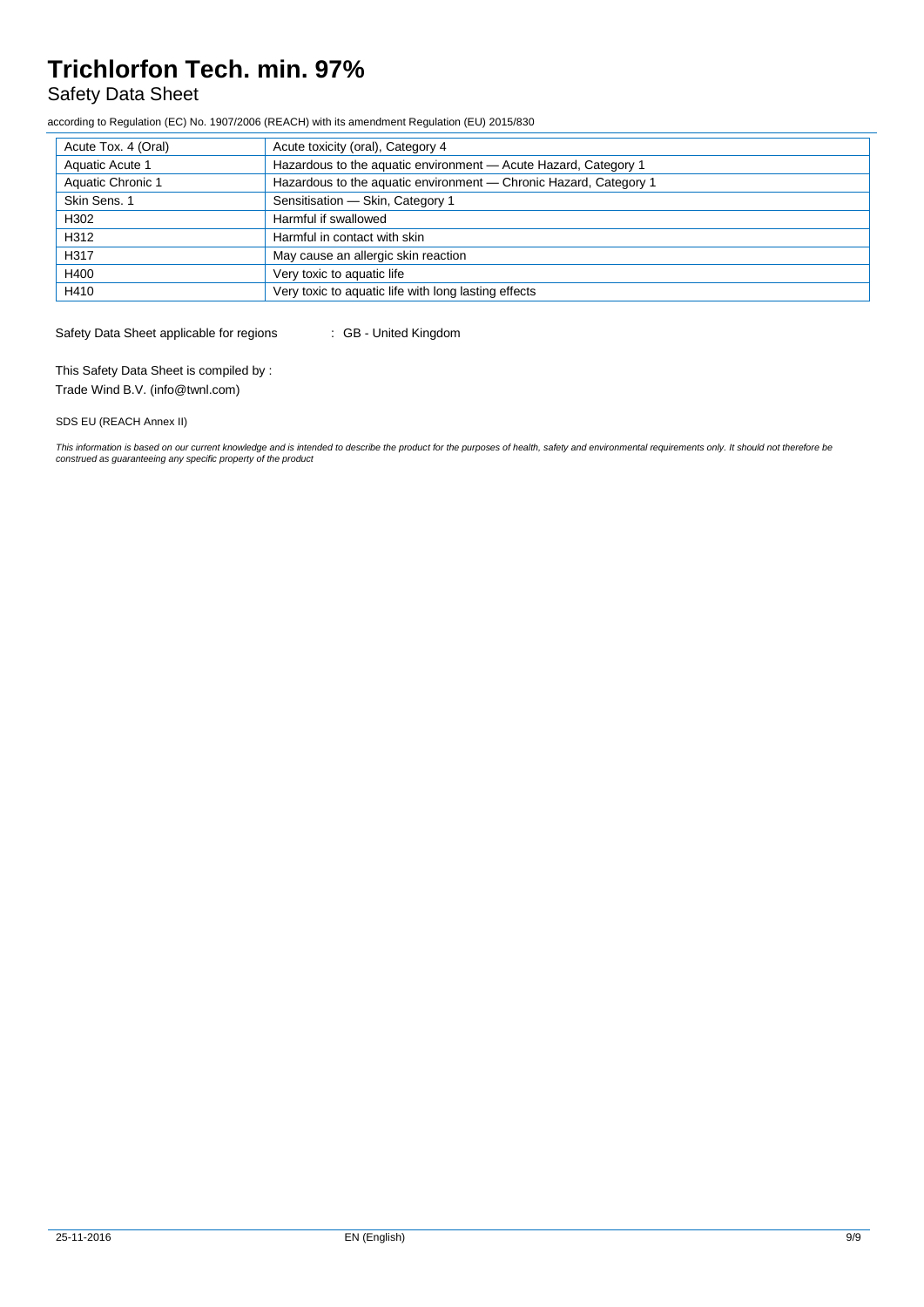| | |
|---|---|
| Acute Tox. 4 (Oral) | Acute toxicity (oral), Category 4 |
| Aquatic Acute 1 | Hazardous to the aquatic environment — Acute Hazard, Category 1 |
| Aquatic Chronic 1 | Hazardous to the aquatic environment — Chronic Hazard, Category 1 |
| Skin Sens. 1 | Sensitisation — Skin, Category 1 |
| H302 | Harmful if swallowed |
| H312 | Harmful in contact with skin |
| H317 | May cause an allergic skin reaction |
| H400 | Very toxic to aquatic life |
| H410 | Very toxic to aquatic life with long lasting effects |

Safety Data Sheet applicable for regions : GB - United Kingdom

This Safety Data Sheet is compiled by :
Trade Wind B.V. (info@twnl.com)

SDS EU (REACH Annex II)

*This information is based on our current knowledge and is intended to describe the product for the purposes of health, safety and environmental requirements only. It should not therefore be construed as guaranteeing any specific property of the product*